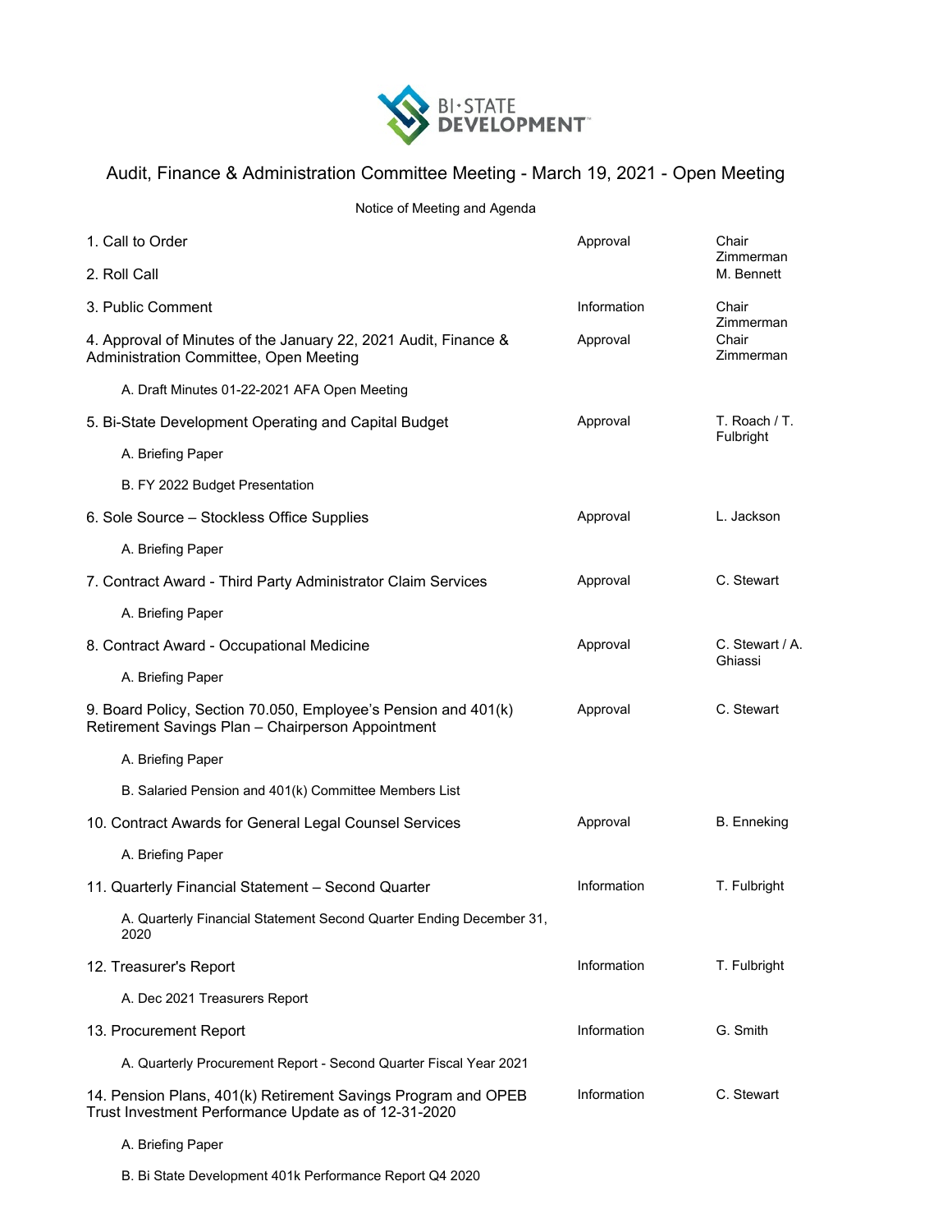BI-STATE DEVELOPMENT

# Audit, Finance & Administration Committee Meeting - March 19, 2021 - Open Meeting

Notice of Meeting and Agenda

| Item | Action | Presenter |
|---|---|---|
| 1. Call to Order | Approval | Chair Zimmerman |
| 2. Roll Call | | M. Bennett |
| 3. Public Comment | Information | Chair Zimmerman |
| 4. Approval of Minutes of the January 22, 2021 Audit, Finance & Administration Committee, Open Meeting | Approval | Chair Zimmerman |
| A. Draft Minutes 01-22-2021 AFA Open Meeting | | |
| 5. Bi-State Development Operating and Capital Budget | Approval | T. Roach / T. Fulbright |
| A. Briefing Paper | | |
| B. FY 2022 Budget Presentation | | |
| 6. Sole Source – Stockless Office Supplies | Approval | L. Jackson |
| A. Briefing Paper | | |
| 7. Contract Award - Third Party Administrator Claim Services | Approval | C. Stewart |
| A. Briefing Paper | | |
| 8. Contract Award - Occupational Medicine | Approval | C. Stewart / A. Ghiassi |
| A. Briefing Paper | | |
| 9. Board Policy, Section 70.050, Employee's Pension and 401(k) Retirement Savings Plan – Chairperson Appointment | Approval | C. Stewart |
| A. Briefing Paper | | |
| B. Salaried Pension and 401(k) Committee Members List | | |
| 10. Contract Awards for General Legal Counsel Services | Approval | B. Enneking |
| A. Briefing Paper | | |
| 11. Quarterly Financial Statement – Second Quarter | Information | T. Fulbright |
| A. Quarterly Financial Statement Second Quarter Ending December 31, 2020 | | |
| 12. Treasurer's Report | Information | T. Fulbright |
| A. Dec 2021 Treasurers Report | | |
| 13. Procurement Report | Information | G. Smith |
| A. Quarterly Procurement Report - Second Quarter Fiscal Year 2021 | | |
| 14. Pension Plans, 401(k) Retirement Savings Program and OPEB Trust Investment Performance Update as of 12-31-2020 | Information | C. Stewart |
| A. Briefing Paper | | |
| B. Bi State Development 401k Performance Report Q4 2020 | | |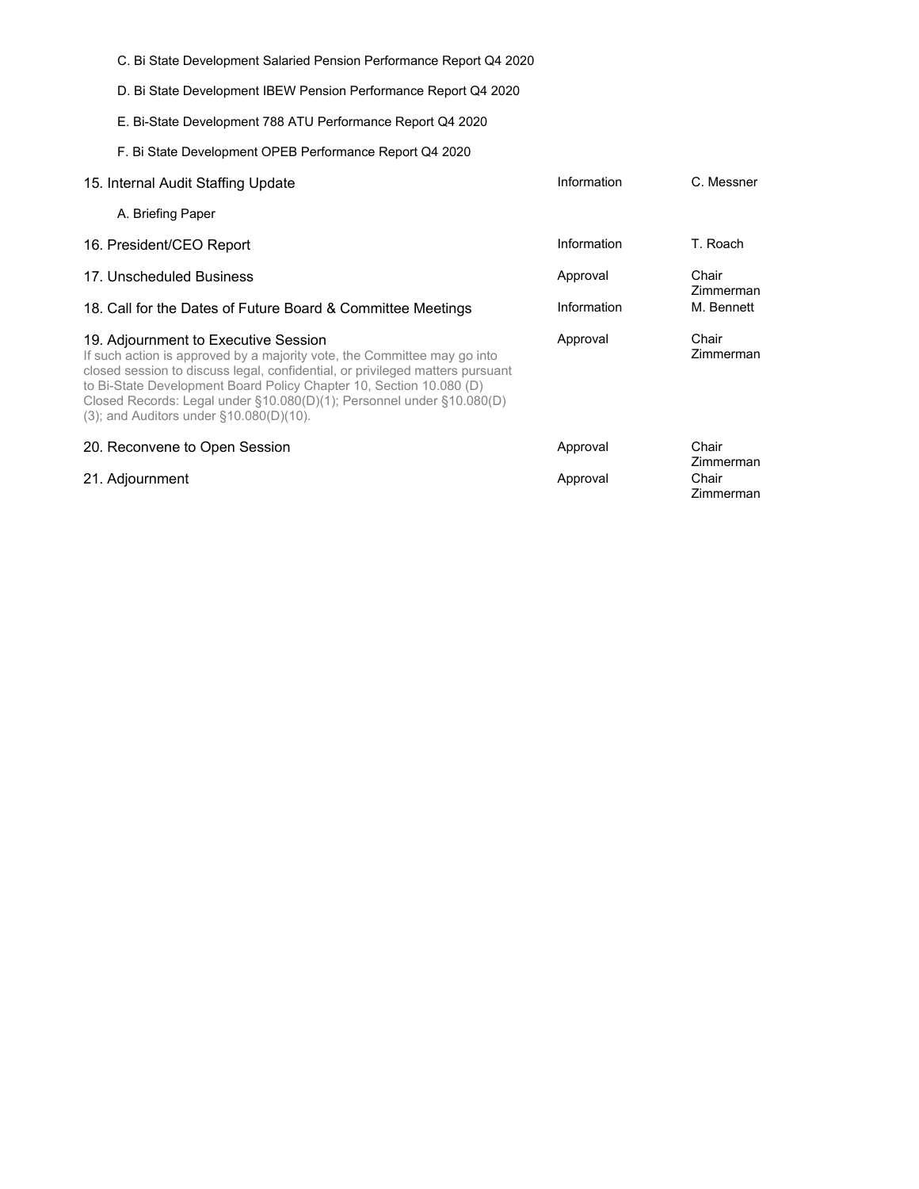| | | |
|---|---|---|
| C. Bi State Development Salaried Pension Performance Report Q4 2020 | | |
| D. Bi State Development IBEW Pension Performance Report Q4 2020 | | |
| E. Bi-State Development 788 ATU Performance Report Q4 2020 | | |
| F. Bi State Development OPEB Performance Report Q4 2020 | | |
| 15. Internal Audit Staffing Update | Information | C. Messner |
| A. Briefing Paper | | |
| 16. President/CEO Report | Information | T. Roach |
| 17. Unscheduled Business | Approval | Chair Zimmerman |
| 18. Call for the Dates of Future Board & Committee Meetings | Information | M. Bennett |
| 19. Adjournment to Executive Session<br>If such action is approved by a majority vote, the Committee may go into closed session to discuss legal, confidential, or privileged matters pursuant to Bi-State Development Board Policy Chapter 10, Section 10.080 (D) Closed Records: Legal under §10.080(D)(1); Personnel under §10.080(D)(3); and Auditors under §10.080(D)(10). | Approval | Chair Zimmerman |
| 20. Reconvene to Open Session | Approval | Chair Zimmerman |
| 21. Adjournment | Approval | Chair Zimmerman |